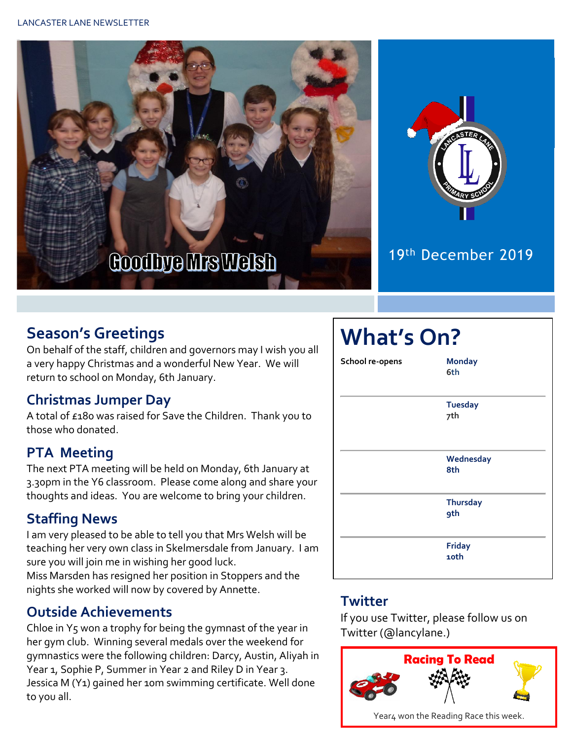Goodbye Mrs Welsh

19th December 2019

## Season's Greetings

On behalf of the staff, children and governors may I wish you all a very happy Christmas and a wonderful New Year. We will return to school on Monday, 6th January.

## Christmas Jumper Day

A total of £180 was raised for Save the Children. Thank you to those who donated.

## PTA Meeting

The next PTA meeting will be held on Monday, 6th January at 3.30pm in the Y6 classroom. Please come along and share your thoughts and ideas. You are welcome to bring your children.

## Staffing News

I am very pleased to be able to tell you that Mrs Welsh will be teaching her very own class in Skelmersdale from January. I am sure you will join me in wishing her good luck.
Miss Marsden has resigned her position in Stoppers and the nights she worked will now by covered by Annette.

## Outside Achievements

Chloe in Y5 won a trophy for being the gymnast of the year in her gym club. Winning several medals over the weekend for gymnastics were the following children: Darcy, Austin, Aliyah in Year 1, Sophie P, Summer in Year 2 and Riley D in Year 3. Jessica M (Y1) gained her 10m swimming certificate. Well done to you all.

# What's On?

| | |
|---|---|
| School re-opens | **Monday 6th** |
| | **Tuesday 7th** |
| | **Wednesday 8th** |
| | **Thursday 9th** |
| | **Friday 10th** |

## Twitter

If you use Twitter, please follow us on Twitter (@lancylane.)

**Racing To Read**

Year4 won the Reading Race this week.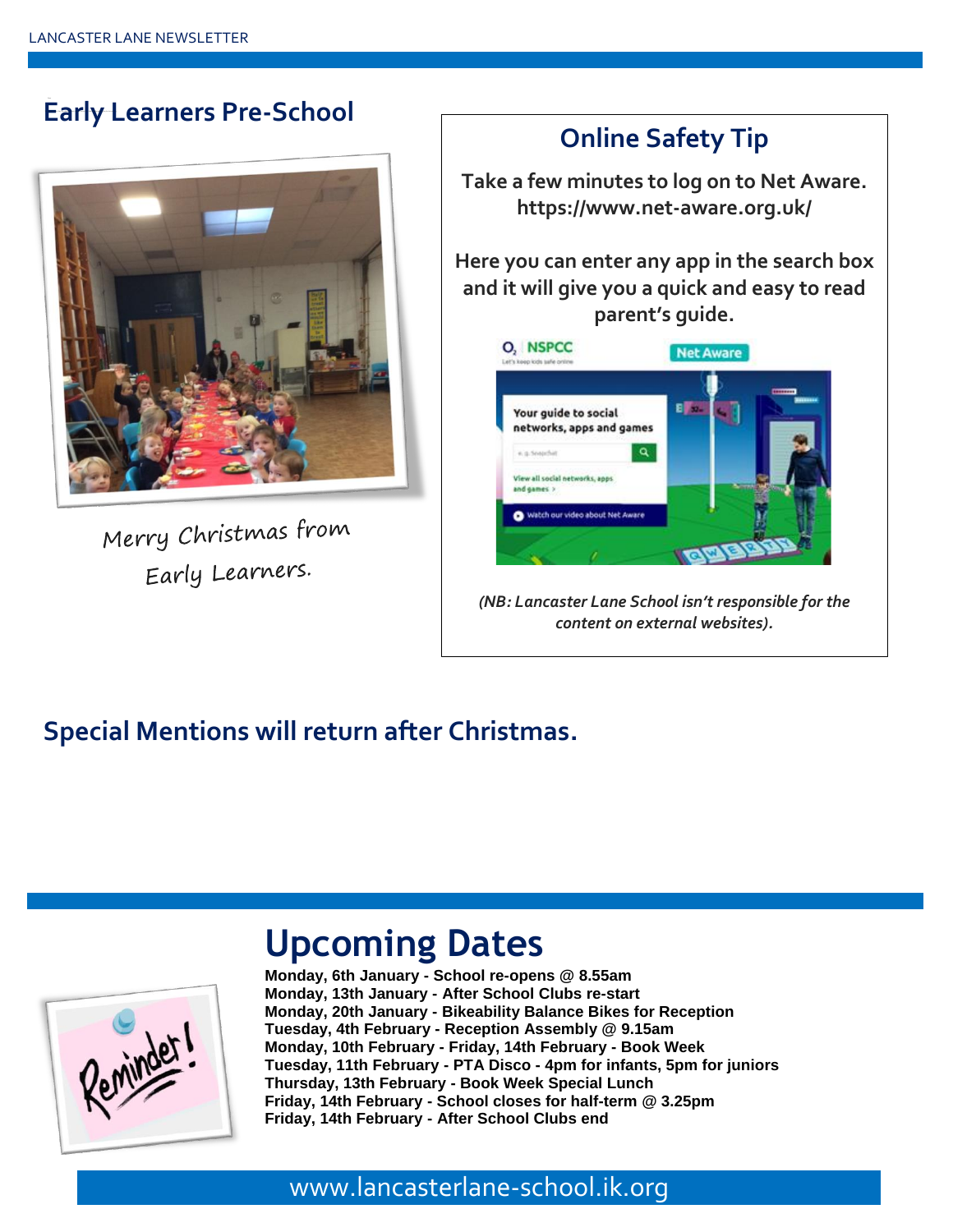## Early Learners Pre-School

Merry Christmas from Early Learners.

## Online Safety Tip

**Take a few minutes to log on to Net Aware. https://www.net-aware.org.uk/**

**Here you can enter any app in the search box and it will give you a quick and easy to read parent's guide.**

*(NB: Lancaster Lane School isn't responsible for the content on external websites).*

## Special Mentions will return after Christmas.

# Upcoming Dates

**Monday, 6th January - School re-opens @ 8.55am**
**Monday, 13th January - After School Clubs re-start**
**Monday, 20th January - Bikeability Balance Bikes for Reception**
**Tuesday, 4th February - Reception Assembly @ 9.15am**
**Monday, 10th February - Friday, 14th February - Book Week**
**Tuesday, 11th February - PTA Disco - 4pm for infants, 5pm for juniors**
**Thursday, 13th February - Book Week Special Lunch**
**Friday, 14th February - School closes for half-term @ 3.25pm**
**Friday, 14th February - After School Clubs end**

www.lancasterlane-school.ik.org